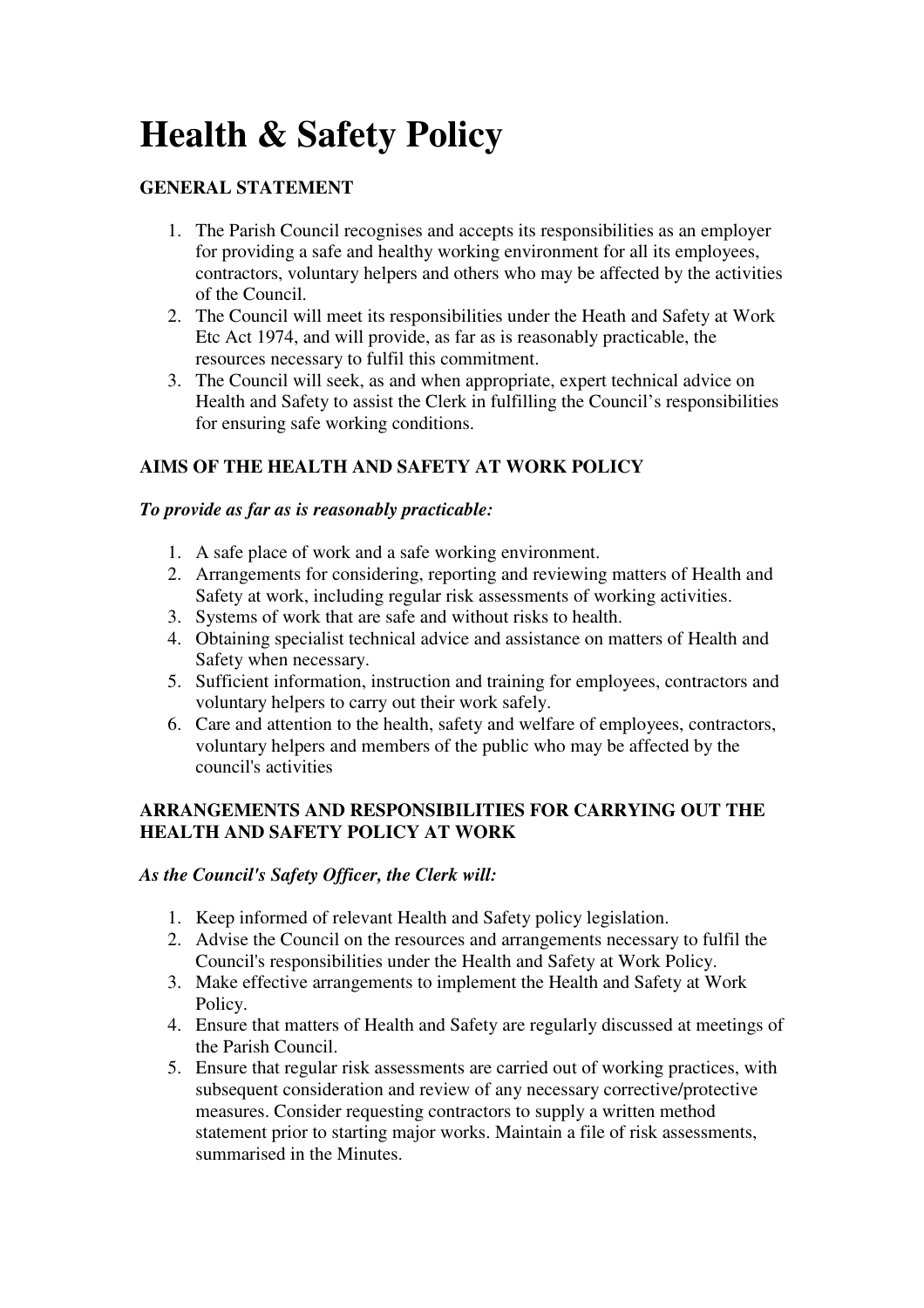# Health & Safety Policy

**GENERAL STATEMENT**

1. The Parish Council recognises and accepts its responsibilities as an employer for providing a safe and healthy working environment for all its employees, contractors, voluntary helpers and others who may be affected by the activities of the Council.
2. The Council will meet its responsibilities under the Heath and Safety at Work Etc Act 1974, and will provide, as far as is reasonably practicable, the resources necessary to fulfil this commitment.
3. The Council will seek, as and when appropriate, expert technical advice on Health and Safety to assist the Clerk in fulfilling the Council's responsibilities for ensuring safe working conditions.

**AIMS OF THE HEALTH AND SAFETY AT WORK POLICY**

***To provide as far as is reasonably practicable:***

1. A safe place of work and a safe working environment.
2. Arrangements for considering, reporting and reviewing matters of Health and Safety at work, including regular risk assessments of working activities.
3. Systems of work that are safe and without risks to health.
4. Obtaining specialist technical advice and assistance on matters of Health and Safety when necessary.
5. Sufficient information, instruction and training for employees, contractors and voluntary helpers to carry out their work safely.
6. Care and attention to the health, safety and welfare of employees, contractors, voluntary helpers and members of the public who may be affected by the council's activities

**ARRANGEMENTS AND RESPONSIBILITIES FOR CARRYING OUT THE HEALTH AND SAFETY POLICY AT WORK**

***As the Council's Safety Officer, the Clerk will:***

1. Keep informed of relevant Health and Safety policy legislation.
2. Advise the Council on the resources and arrangements necessary to fulfil the Council's responsibilities under the Health and Safety at Work Policy.
3. Make effective arrangements to implement the Health and Safety at Work Policy.
4. Ensure that matters of Health and Safety are regularly discussed at meetings of the Parish Council.
5. Ensure that regular risk assessments are carried out of working practices, with subsequent consideration and review of any necessary corrective/protective measures. Consider requesting contractors to supply a written method statement prior to starting major works. Maintain a file of risk assessments, summarised in the Minutes.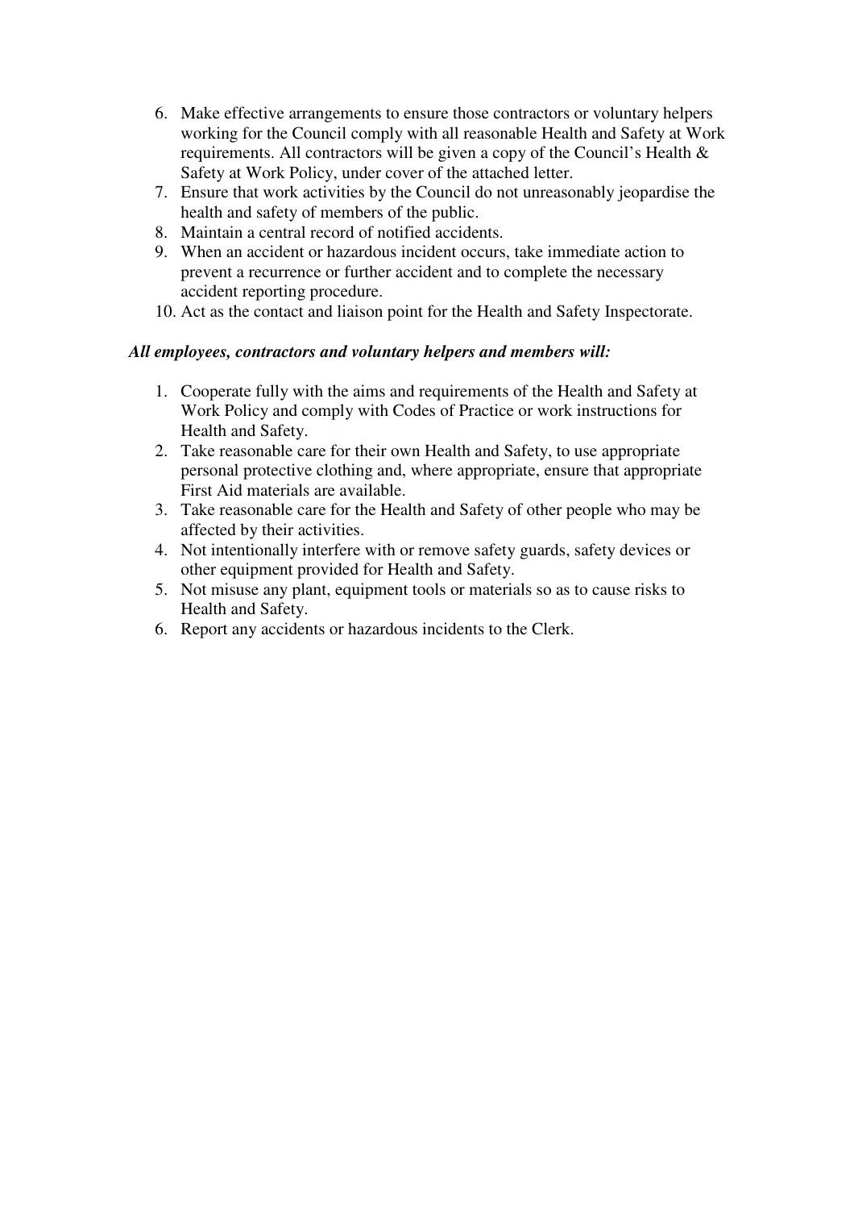6. Make effective arrangements to ensure those contractors or voluntary helpers working for the Council comply with all reasonable Health and Safety at Work requirements. All contractors will be given a copy of the Council's Health & Safety at Work Policy, under cover of the attached letter.
7. Ensure that work activities by the Council do not unreasonably jeopardise the health and safety of members of the public.
8. Maintain a central record of notified accidents.
9. When an accident or hazardous incident occurs, take immediate action to prevent a recurrence or further accident and to complete the necessary accident reporting procedure.
10. Act as the contact and liaison point for the Health and Safety Inspectorate.

***All employees, contractors and voluntary helpers and members will:***

1. Cooperate fully with the aims and requirements of the Health and Safety at Work Policy and comply with Codes of Practice or work instructions for Health and Safety.
2. Take reasonable care for their own Health and Safety, to use appropriate personal protective clothing and, where appropriate, ensure that appropriate First Aid materials are available.
3. Take reasonable care for the Health and Safety of other people who may be affected by their activities.
4. Not intentionally interfere with or remove safety guards, safety devices or other equipment provided for Health and Safety.
5. Not misuse any plant, equipment tools or materials so as to cause risks to Health and Safety.
6. Report any accidents or hazardous incidents to the Clerk.